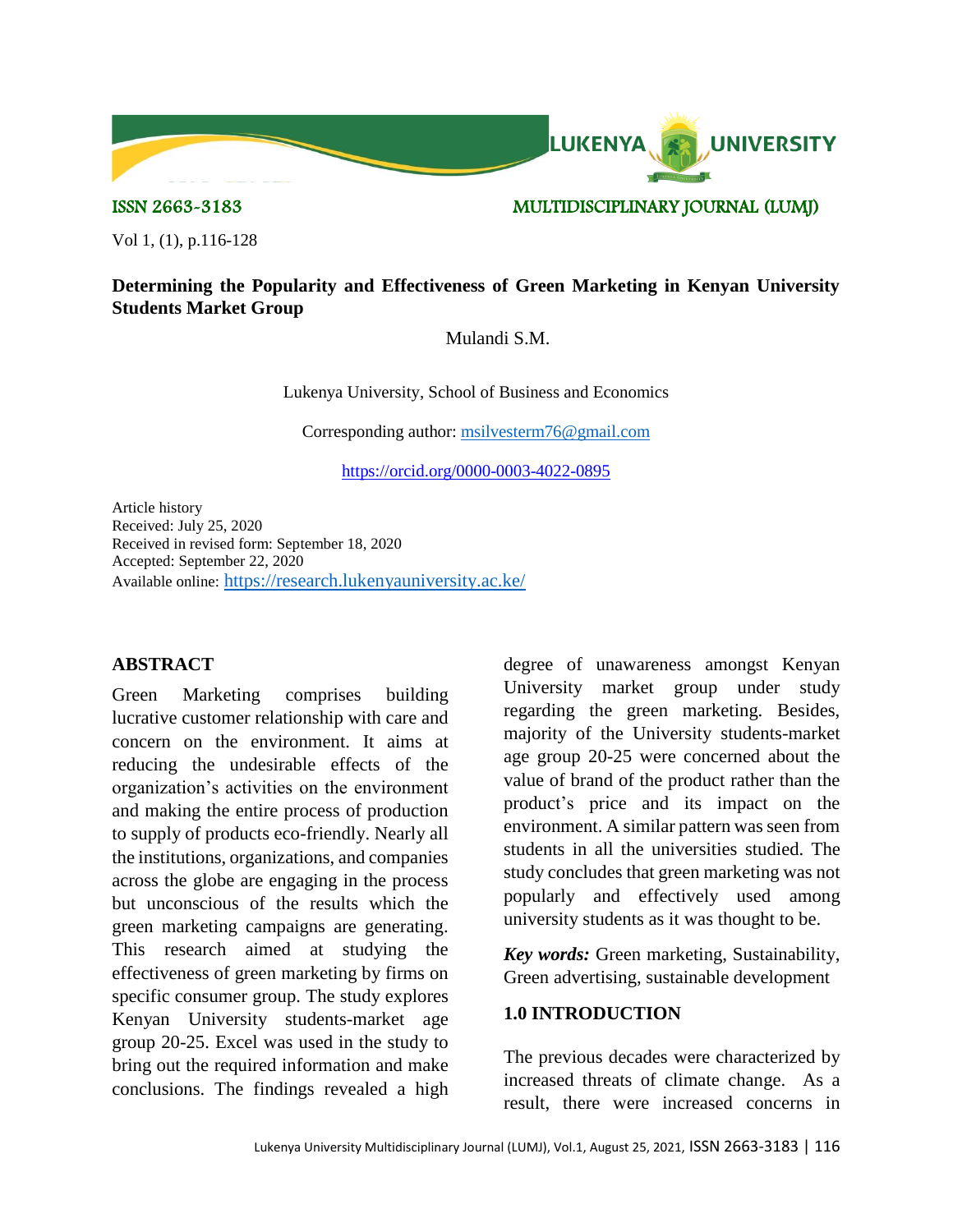ISSN 2663-3183 MULTIDISCIPLINARY JOURNAL (LUMJ)

Vol 1, (1), p.116-128

# Determining the Popularity and Effectiveness of Green Marketing in Kenyan University Students Market Group

Mulandi S.M.

Lukenya University, School of Business and Economics

Corresponding author: msilvesterm76@gmail.com

https://orcid.org/0000-0003-4022-0895

Article history
Received: July 25, 2020
Received in revised form: September 18, 2020
Accepted: September 22, 2020
Available online: https://research.lukenyauniversity.ac.ke/

## ABSTRACT

Green Marketing comprises building lucrative customer relationship with care and concern on the environment. It aims at reducing the undesirable effects of the organization's activities on the environment and making the entire process of production to supply of products eco-friendly. Nearly all the institutions, organizations, and companies across the globe are engaging in the process but unconscious of the results which the green marketing campaigns are generating. This research aimed at studying the effectiveness of green marketing by firms on specific consumer group. The study explores Kenyan University students-market age group 20-25. Excel was used in the study to bring out the required information and make conclusions. The findings revealed a high degree of unawareness amongst Kenyan University market group under study regarding the green marketing. Besides, majority of the University students-market age group 20-25 were concerned about the value of brand of the product rather than the product's price and its impact on the environment. A similar pattern was seen from students in all the universities studied. The study concludes that green marketing was not popularly and effectively used among university students as it was thought to be.

***Key words:*** Green marketing, Sustainability, Green advertising, sustainable development

## 1.0 INTRODUCTION

The previous decades were characterized by increased threats of climate change. As a result, there were increased concerns in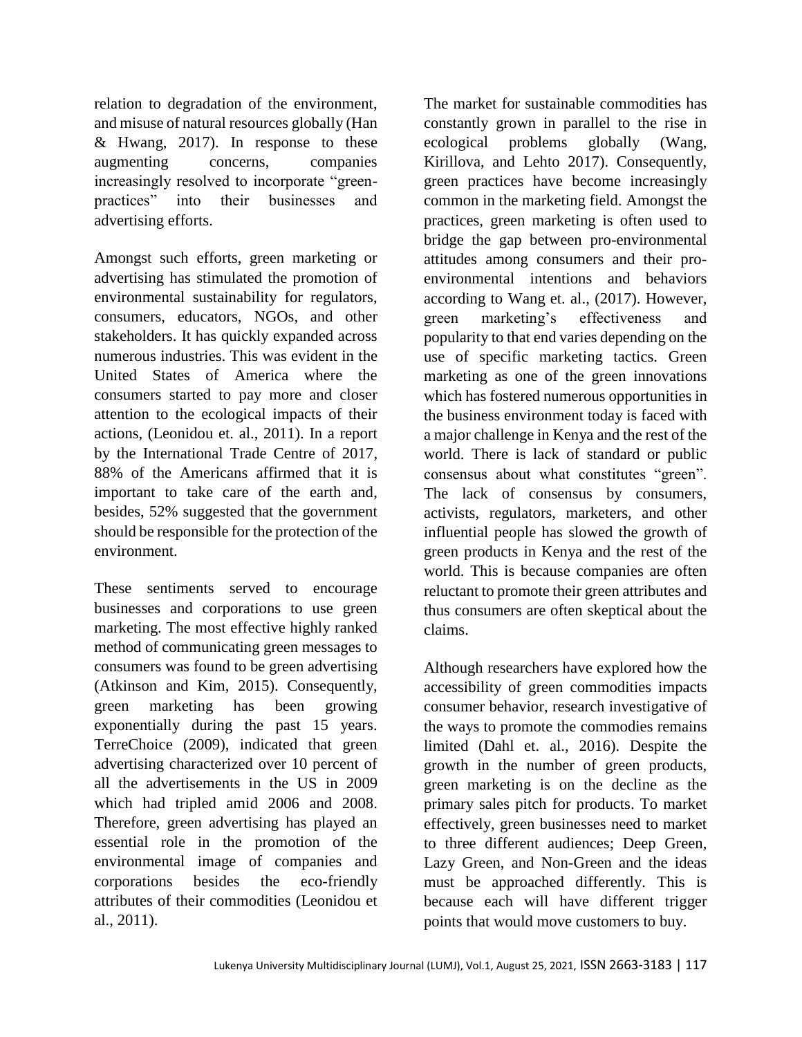relation to degradation of the environment, and misuse of natural resources globally (Han & Hwang, 2017). In response to these augmenting concerns, companies increasingly resolved to incorporate "green-practices" into their businesses and advertising efforts.

Amongst such efforts, green marketing or advertising has stimulated the promotion of environmental sustainability for regulators, consumers, educators, NGOs, and other stakeholders. It has quickly expanded across numerous industries. This was evident in the United States of America where the consumers started to pay more and closer attention to the ecological impacts of their actions, (Leonidou et. al., 2011). In a report by the International Trade Centre of 2017, 88% of the Americans affirmed that it is important to take care of the earth and, besides, 52% suggested that the government should be responsible for the protection of the environment.

These sentiments served to encourage businesses and corporations to use green marketing. The most effective highly ranked method of communicating green messages to consumers was found to be green advertising (Atkinson and Kim, 2015). Consequently, green marketing has been growing exponentially during the past 15 years. TerreChoice (2009), indicated that green advertising characterized over 10 percent of all the advertisements in the US in 2009 which had tripled amid 2006 and 2008. Therefore, green advertising has played an essential role in the promotion of the environmental image of companies and corporations besides the eco-friendly attributes of their commodities (Leonidou et al., 2011).

The market for sustainable commodities has constantly grown in parallel to the rise in ecological problems globally (Wang, Kirillova, and Lehto 2017). Consequently, green practices have become increasingly common in the marketing field. Amongst the practices, green marketing is often used to bridge the gap between pro-environmental attitudes among consumers and their pro-environmental intentions and behaviors according to Wang et. al., (2017). However, green marketing's effectiveness and popularity to that end varies depending on the use of specific marketing tactics. Green marketing as one of the green innovations which has fostered numerous opportunities in the business environment today is faced with a major challenge in Kenya and the rest of the world. There is lack of standard or public consensus about what constitutes "green". The lack of consensus by consumers, activists, regulators, marketers, and other influential people has slowed the growth of green products in Kenya and the rest of the world. This is because companies are often reluctant to promote their green attributes and thus consumers are often skeptical about the claims.

Although researchers have explored how the accessibility of green commodities impacts consumer behavior, research investigative of the ways to promote the commodies remains limited (Dahl et. al., 2016). Despite the growth in the number of green products, green marketing is on the decline as the primary sales pitch for products. To market effectively, green businesses need to market to three different audiences; Deep Green, Lazy Green, and Non-Green and the ideas must be approached differently. This is because each will have different trigger points that would move customers to buy.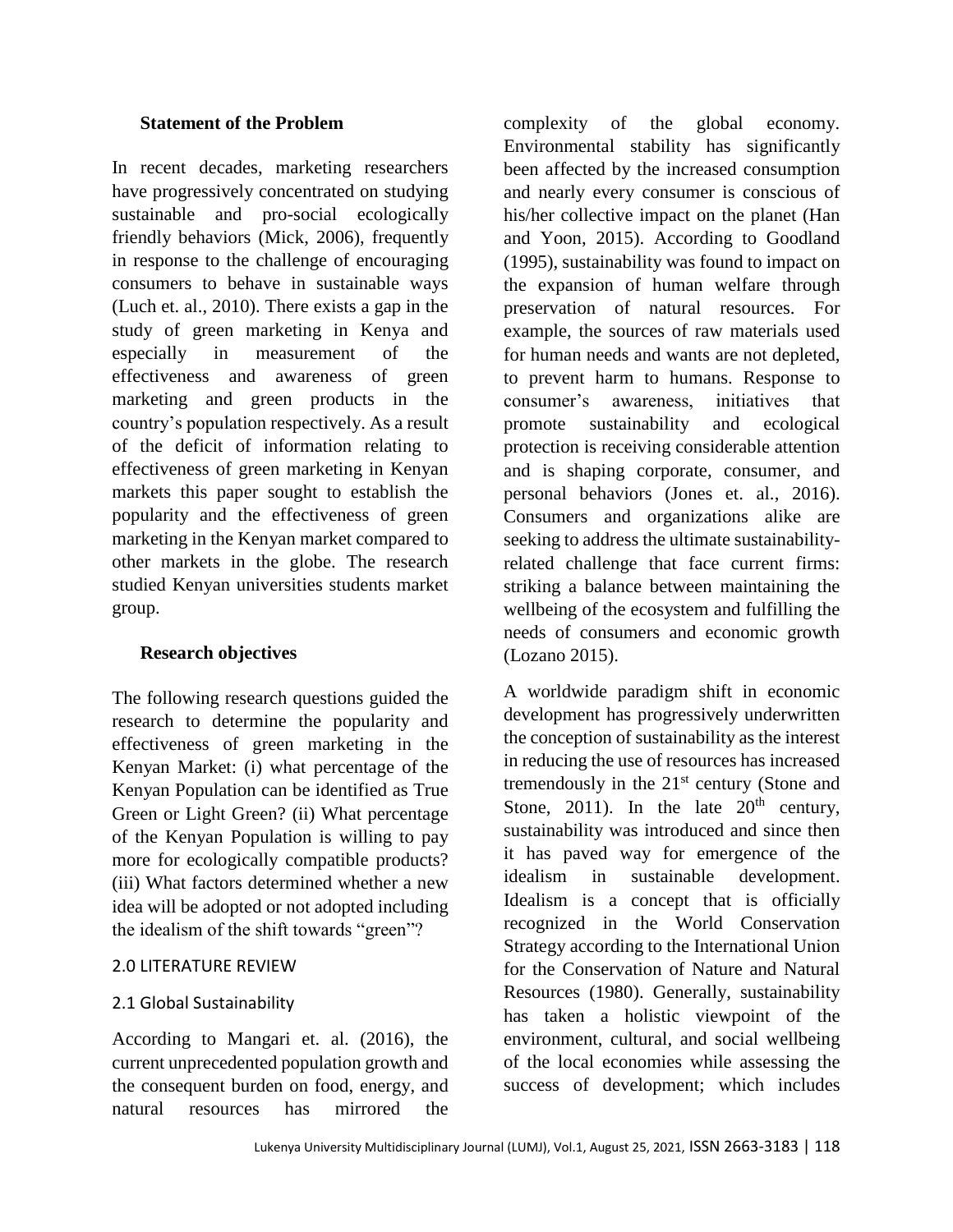### Statement of the Problem

In recent decades, marketing researchers have progressively concentrated on studying sustainable and pro-social ecologically friendly behaviors (Mick, 2006), frequently in response to the challenge of encouraging consumers to behave in sustainable ways (Luch et. al., 2010). There exists a gap in the study of green marketing in Kenya and especially in measurement of the effectiveness and awareness of green marketing and green products in the country's population respectively. As a result of the deficit of information relating to effectiveness of green marketing in Kenyan markets this paper sought to establish the popularity and the effectiveness of green marketing in the Kenyan market compared to other markets in the globe. The research studied Kenyan universities students market group.

### Research objectives

The following research questions guided the research to determine the popularity and effectiveness of green marketing in the Kenyan Market: (i) what percentage of the Kenyan Population can be identified as True Green or Light Green? (ii) What percentage of the Kenyan Population is willing to pay more for ecologically compatible products? (iii) What factors determined whether a new idea will be adopted or not adopted including the idealism of the shift towards "green"?

## 2.0 LITERATURE REVIEW

### 2.1 Global Sustainability

According to Mangari et. al. (2016), the current unprecedented population growth and the consequent burden on food, energy, and natural resources has mirrored the complexity of the global economy. Environmental stability has significantly been affected by the increased consumption and nearly every consumer is conscious of his/her collective impact on the planet (Han and Yoon, 2015). According to Goodland (1995), sustainability was found to impact on the expansion of human welfare through preservation of natural resources. For example, the sources of raw materials used for human needs and wants are not depleted, to prevent harm to humans. Response to consumer's awareness, initiatives that promote sustainability and ecological protection is receiving considerable attention and is shaping corporate, consumer, and personal behaviors (Jones et. al., 2016). Consumers and organizations alike are seeking to address the ultimate sustainability-related challenge that face current firms: striking a balance between maintaining the wellbeing of the ecosystem and fulfilling the needs of consumers and economic growth (Lozano 2015).

A worldwide paradigm shift in economic development has progressively underwritten the conception of sustainability as the interest in reducing the use of resources has increased tremendously in the 21st century (Stone and Stone, 2011). In the late 20th century, sustainability was introduced and since then it has paved way for emergence of the idealism in sustainable development. Idealism is a concept that is officially recognized in the World Conservation Strategy according to the International Union for the Conservation of Nature and Natural Resources (1980). Generally, sustainability has taken a holistic viewpoint of the environment, cultural, and social wellbeing of the local economies while assessing the success of development; which includes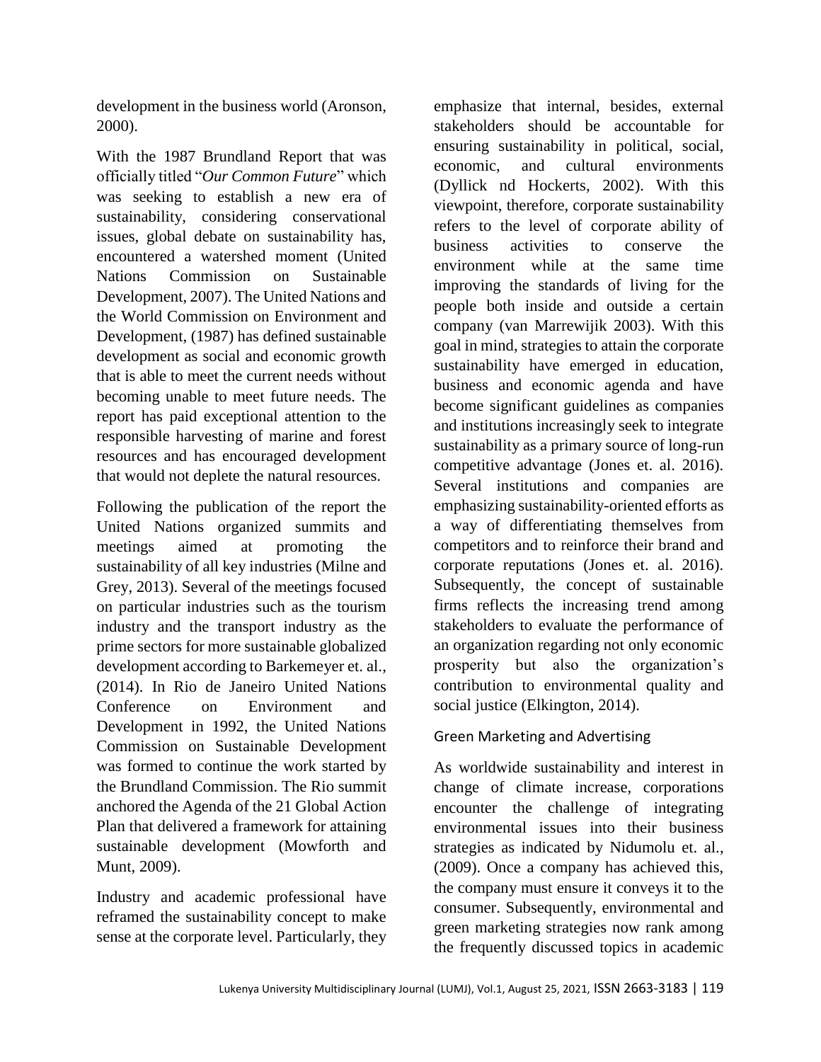development in the business world (Aronson, 2000).

With the 1987 Brundland Report that was officially titled "*Our Common Future*" which was seeking to establish a new era of sustainability, considering conservational issues, global debate on sustainability has, encountered a watershed moment (United Nations Commission on Sustainable Development, 2007). The United Nations and the World Commission on Environment and Development, (1987) has defined sustainable development as social and economic growth that is able to meet the current needs without becoming unable to meet future needs. The report has paid exceptional attention to the responsible harvesting of marine and forest resources and has encouraged development that would not deplete the natural resources.

Following the publication of the report the United Nations organized summits and meetings aimed at promoting the sustainability of all key industries (Milne and Grey, 2013). Several of the meetings focused on particular industries such as the tourism industry and the transport industry as the prime sectors for more sustainable globalized development according to Barkemeyer et. al., (2014). In Rio de Janeiro United Nations Conference on Environment and Development in 1992, the United Nations Commission on Sustainable Development was formed to continue the work started by the Brundland Commission. The Rio summit anchored the Agenda of the 21 Global Action Plan that delivered a framework for attaining sustainable development (Mowforth and Munt, 2009).

Industry and academic professional have reframed the sustainability concept to make sense at the corporate level. Particularly, they emphasize that internal, besides, external stakeholders should be accountable for ensuring sustainability in political, social, economic, and cultural environments (Dyllick nd Hockerts, 2002). With this viewpoint, therefore, corporate sustainability refers to the level of corporate ability of business activities to conserve the environment while at the same time improving the standards of living for the people both inside and outside a certain company (van Marrewijik 2003). With this goal in mind, strategies to attain the corporate sustainability have emerged in education, business and economic agenda and have become significant guidelines as companies and institutions increasingly seek to integrate sustainability as a primary source of long-run competitive advantage (Jones et. al. 2016). Several institutions and companies are emphasizing sustainability-oriented efforts as a way of differentiating themselves from competitors and to reinforce their brand and corporate reputations (Jones et. al. 2016). Subsequently, the concept of sustainable firms reflects the increasing trend among stakeholders to evaluate the performance of an organization regarding not only economic prosperity but also the organization's contribution to environmental quality and social justice (Elkington, 2014).

### Green Marketing and Advertising

As worldwide sustainability and interest in change of climate increase, corporations encounter the challenge of integrating environmental issues into their business strategies as indicated by Nidumolu et. al., (2009). Once a company has achieved this, the company must ensure it conveys it to the consumer. Subsequently, environmental and green marketing strategies now rank among the frequently discussed topics in academic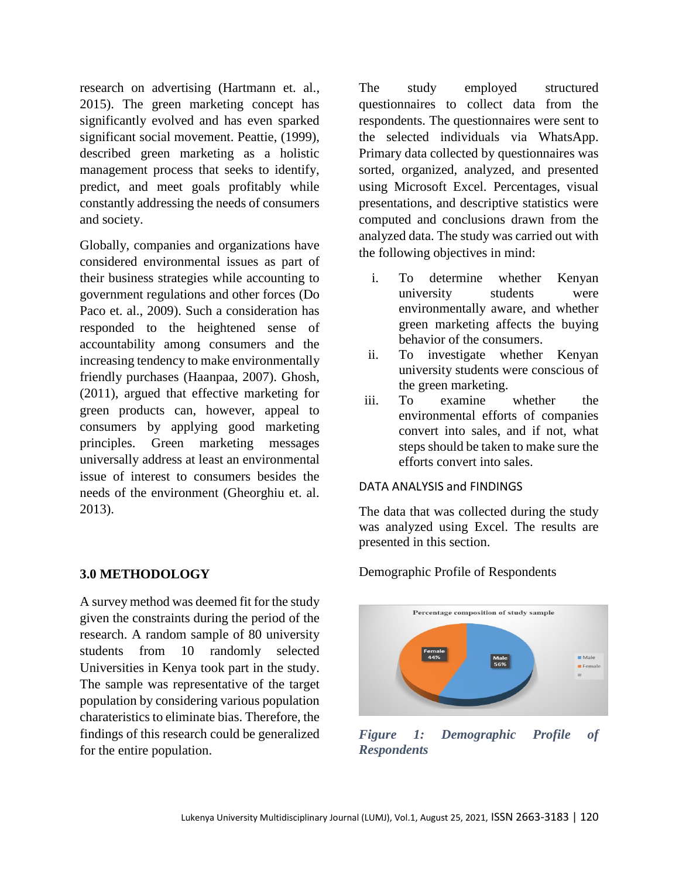research on advertising (Hartmann et. al., 2015). The green marketing concept has significantly evolved and has even sparked significant social movement. Peattie, (1999), described green marketing as a holistic management process that seeks to identify, predict, and meet goals profitably while constantly addressing the needs of consumers and society.

Globally, companies and organizations have considered environmental issues as part of their business strategies while accounting to government regulations and other forces (Do Paco et. al., 2009). Such a consideration has responded to the heightened sense of accountability among consumers and the increasing tendency to make environmentally friendly purchases (Haanpaa, 2007). Ghosh, (2011), argued that effective marketing for green products can, however, appeal to consumers by applying good marketing principles. Green marketing messages universally address at least an environmental issue of interest to consumers besides the needs of the environment (Gheorghiu et. al. 2013).

## 3.0 METHODOLOGY

A survey method was deemed fit for the study given the constraints during the period of the research. A random sample of 80 university students from 10 randomly selected Universities in Kenya took part in the study. The sample was representative of the target population by considering various population charateristics to eliminate bias. Therefore, the findings of this research could be generalized for the entire population.

The study employed structured questionnaires to collect data from the respondents. The questionnaires were sent to the selected individuals via WhatsApp. Primary data collected by questionnaires was sorted, organized, analyzed, and presented using Microsoft Excel. Percentages, visual presentations, and descriptive statistics were computed and conclusions drawn from the analyzed data. The study was carried out with the following objectives in mind:

i. To determine whether Kenyan university students were environmentally aware, and whether green marketing affects the buying behavior of the consumers.
ii. To investigate whether Kenyan university students were conscious of the green marketing.
iii. To examine whether the environmental efforts of companies convert into sales, and if not, what steps should be taken to make sure the efforts convert into sales.

## DATA ANALYSIS and FINDINGS

The data that was collected during the study was analyzed using Excel. The results are presented in this section.

Demographic Profile of Respondents

Percentage composition of study sample

Female 44%, Male 56%

***Figure 1: Demographic Profile of Respondents***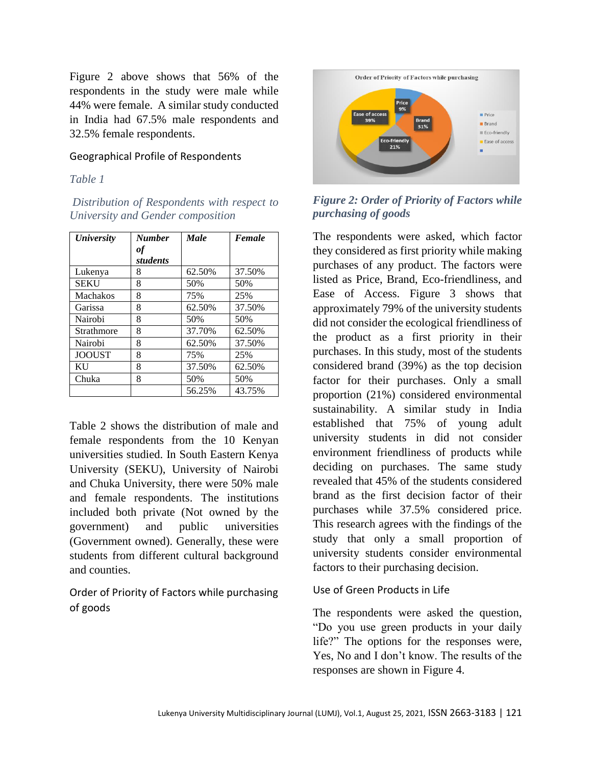Figure 2 above shows that 56% of the respondents in the study were male while 44% were female. A similar study conducted in India had 67.5% male respondents and 32.5% female respondents.

### Geographical Profile of Respondents

*Table 1*

*Distribution of Respondents with respect to University and Gender composition*

| *University* | *Number of students* | *Male* | *Female* |
|---|---|---|---|
| Lukenya | 8 | 62.50% | 37.50% |
| SEKU | 8 | 50% | 50% |
| Machakos | 8 | 75% | 25% |
| Garissa | 8 | 62.50% | 37.50% |
| Nairobi | 8 | 50% | 50% |
| Strathmore | 8 | 37.70% | 62.50% |
| Nairobi | 8 | 62.50% | 37.50% |
| JOOUST | 8 | 75% | 25% |
| KU | 8 | 37.50% | 62.50% |
| Chuka | 8 | 50% | 50% |
| | | 56.25% | 43.75% |

Table 2 shows the distribution of male and female respondents from the 10 Kenyan universities studied. In South Eastern Kenya University (SEKU), University of Nairobi and Chuka University, there were 50% male and female respondents. The institutions included both private (Not owned by the government) and public universities (Government owned). Generally, these were students from different cultural background and counties.

### Order of Priority of Factors while purchasing of goods

*Figure 2: Order of Priority of Factors while purchasing of goods*

The respondents were asked, which factor they considered as first priority while making purchases of any product. The factors were listed as Price, Brand, Eco-friendliness, and Ease of Access. Figure 3 shows that approximately 79% of the university students did not consider the ecological friendliness of the product as a first priority in their purchases. In this study, most of the students considered brand (39%) as the top decision factor for their purchases. Only a small proportion (21%) considered environmental sustainability. A similar study in India established that 75% of young adult university students in did not consider environment friendliness of products while deciding on purchases. The same study revealed that 45% of the students considered brand as the first decision factor of their purchases while 37.5% considered price. This research agrees with the findings of the study that only a small proportion of university students consider environmental factors to their purchasing decision.

### Use of Green Products in Life

The respondents were asked the question, "Do you use green products in your daily life?" The options for the responses were, Yes, No and I don't know. The results of the responses are shown in Figure 4.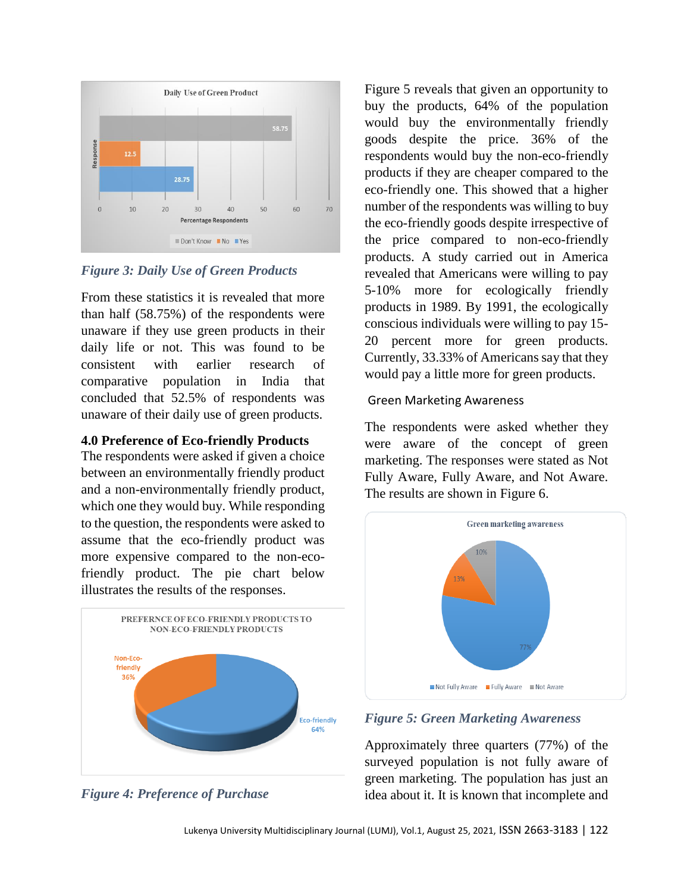*Figure 3: Daily Use of Green Products*

From these statistics it is revealed that more than half (58.75%) of the respondents were unaware if they use green products in their daily life or not. This was found to be consistent with earlier research of comparative population in India that concluded that 52.5% of respondents was unaware of their daily use of green products.

**4.0 Preference of Eco-friendly Products**

The respondents were asked if given a choice between an environmentally friendly product and a non-environmentally friendly product, which one they would buy. While responding to the question, the respondents were asked to assume that the eco-friendly product was more expensive compared to the non-eco-friendly product. The pie chart below illustrates the results of the responses.

*Figure 4: Preference of Purchase*

Figure 5 reveals that given an opportunity to buy the products, 64% of the population would buy the environmentally friendly goods despite the price. 36% of the respondents would buy the non-eco-friendly products if they are cheaper compared to the eco-friendly one. This showed that a higher number of the respondents was willing to buy the eco-friendly goods despite irrespective of the price compared to non-eco-friendly products. A study carried out in America revealed that Americans were willing to pay 5-10% more for ecologically friendly products in 1989. By 1991, the ecologically conscious individuals were willing to pay 15-20 percent more for green products. Currently, 33.33% of Americans say that they would pay a little more for green products.

Green Marketing Awareness

The respondents were asked whether they were aware of the concept of green marketing. The responses were stated as Not Fully Aware, Fully Aware, and Not Aware. The results are shown in Figure 6.

*Figure 5: Green Marketing Awareness*

Approximately three quarters (77%) of the surveyed population is not fully aware of green marketing. The population has just an idea about it. It is known that incomplete and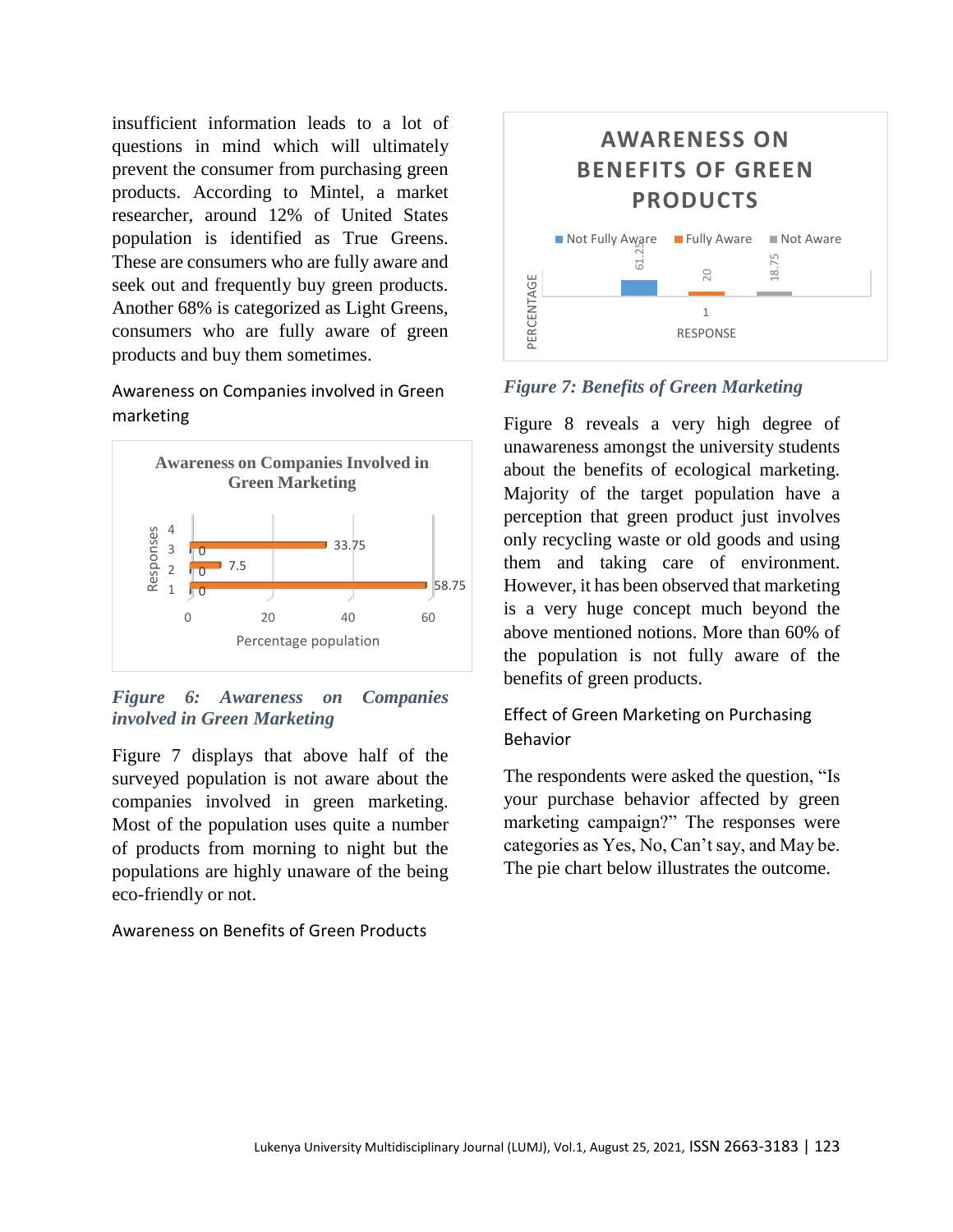insufficient information leads to a lot of questions in mind which will ultimately prevent the consumer from purchasing green products. According to Mintel, a market researcher, around 12% of United States population is identified as True Greens. These are consumers who are fully aware and seek out and frequently buy green products. Another 68% is categorized as Light Greens, consumers who are fully aware of green products and buy them sometimes.

### Awareness on Companies involved in Green marketing

*Figure 6: Awareness on Companies involved in Green Marketing*

Figure 7 displays that above half of the surveyed population is not aware about the companies involved in green marketing. Most of the population uses quite a number of products from morning to night but the populations are highly unaware of the being eco-friendly or not.

### Awareness on Benefits of Green Products

*Figure 7: Benefits of Green Marketing*

Figure 8 reveals a very high degree of unawareness amongst the university students about the benefits of ecological marketing. Majority of the target population have a perception that green product just involves only recycling waste or old goods and using them and taking care of environment. However, it has been observed that marketing is a very huge concept much beyond the above mentioned notions. More than 60% of the population is not fully aware of the benefits of green products.

### Effect of Green Marketing on Purchasing Behavior

The respondents were asked the question, “Is your purchase behavior affected by green marketing campaign?” The responses were categories as Yes, No, Can’t say, and May be. The pie chart below illustrates the outcome.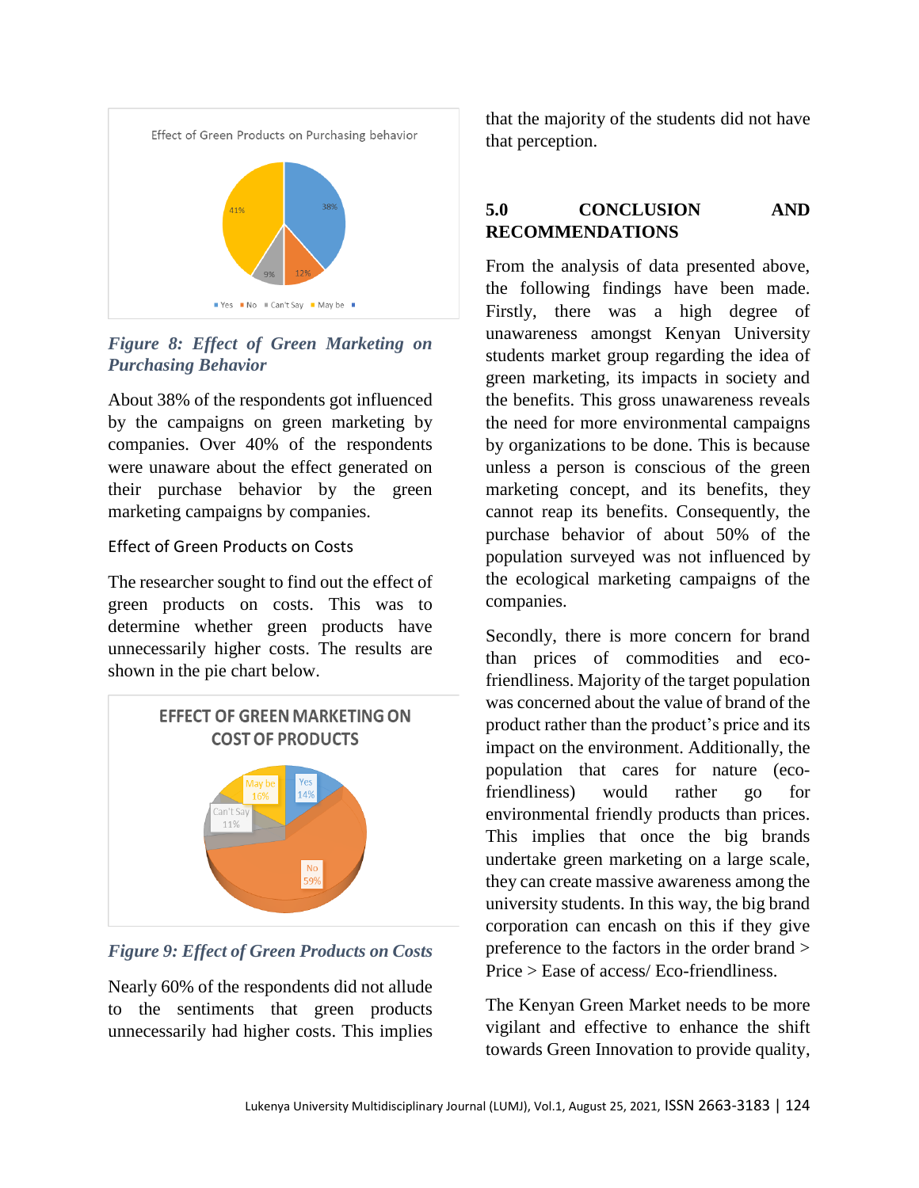*Figure 8: Effect of Green Marketing on Purchasing Behavior*

About 38% of the respondents got influenced by the campaigns on green marketing by companies. Over 40% of the respondents were unaware about the effect generated on their purchase behavior by the green marketing campaigns by companies.

### Effect of Green Products on Costs

The researcher sought to find out the effect of green products on costs. This was to determine whether green products have unnecessarily higher costs. The results are shown in the pie chart below.

*Figure 9: Effect of Green Products on Costs*

Nearly 60% of the respondents did not allude to the sentiments that green products unnecessarily had higher costs. This implies that the majority of the students did not have that perception.

## 5.0 CONCLUSION AND RECOMMENDATIONS

From the analysis of data presented above, the following findings have been made. Firstly, there was a high degree of unawareness amongst Kenyan University students market group regarding the idea of green marketing, its impacts in society and the benefits. This gross unawareness reveals the need for more environmental campaigns by organizations to be done. This is because unless a person is conscious of the green marketing concept, and its benefits, they cannot reap its benefits. Consequently, the purchase behavior of about 50% of the population surveyed was not influenced by the ecological marketing campaigns of the companies.

Secondly, there is more concern for brand than prices of commodities and eco-friendliness. Majority of the target population was concerned about the value of brand of the product rather than the product's price and its impact on the environment. Additionally, the population that cares for nature (eco-friendliness) would rather go for environmental friendly products than prices. This implies that once the big brands undertake green marketing on a large scale, they can create massive awareness among the university students. In this way, the big brand corporation can encash on this if they give preference to the factors in the order brand > Price > Ease of access/ Eco-friendliness.

The Kenyan Green Market needs to be more vigilant and effective to enhance the shift towards Green Innovation to provide quality,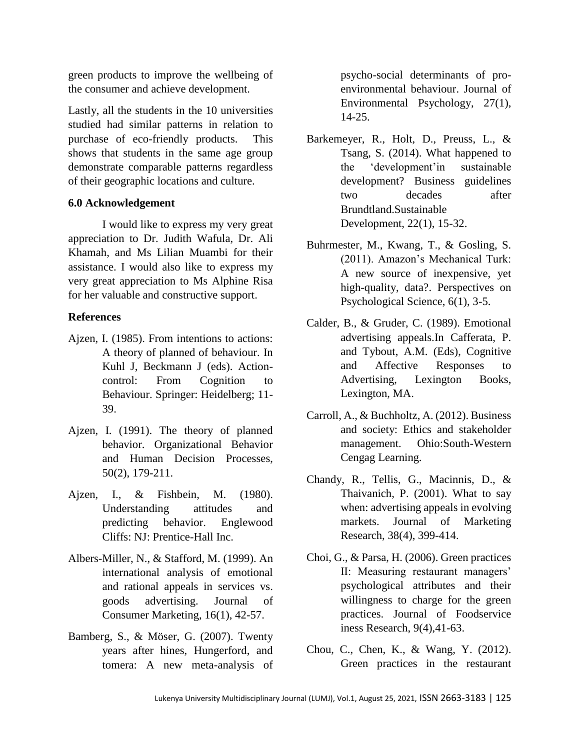green products to improve the wellbeing of the consumer and achieve development.

Lastly, all the students in the 10 universities studied had similar patterns in relation to purchase of eco-friendly products. This shows that students in the same age group demonstrate comparable patterns regardless of their geographic locations and culture.

### 6.0 Acknowledgement

I would like to express my very great appreciation to Dr. Judith Wafula, Dr. Ali Khamah, and Ms Lilian Muambi for their assistance. I would also like to express my very great appreciation to Ms Alphine Risa for her valuable and constructive support.

### References

Ajzen, I. (1985). From intentions to actions: A theory of planned of behaviour. In Kuhl J, Beckmann J (eds). Action-control: From Cognition to Behaviour. Springer: Heidelberg; 11-39.

Ajzen, I. (1991). The theory of planned behavior. Organizational Behavior and Human Decision Processes, 50(2), 179-211.

Ajzen, I., & Fishbein, M. (1980). Understanding attitudes and predicting behavior. Englewood Cliffs: NJ: Prentice-Hall Inc.

Albers-Miller, N., & Stafford, M. (1999). An international analysis of emotional and rational appeals in services vs. goods advertising. Journal of Consumer Marketing, 16(1), 42-57.

Bamberg, S., & Möser, G. (2007). Twenty years after hines, Hungerford, and tomera: A new meta-analysis of psycho-social determinants of pro-environmental behaviour. Journal of Environmental Psychology, 27(1), 14-25.

Barkemeyer, R., Holt, D., Preuss, L., & Tsang, S. (2014). What happened to the 'development'in sustainable development? Business guidelines two decades after Brundtland.Sustainable Development, 22(1), 15-32.

Buhrmester, M., Kwang, T., & Gosling, S. (2011). Amazon's Mechanical Turk: A new source of inexpensive, yet high-quality, data?. Perspectives on Psychological Science, 6(1), 3-5.

Calder, B., & Gruder, C. (1989). Emotional advertising appeals.In Cafferata, P. and Tybout, A.M. (Eds), Cognitive and Affective Responses to Advertising, Lexington Books, Lexington, MA.

Carroll, A., & Buchholtz, A. (2012). Business and society: Ethics and stakeholder management. Ohio:South-Western Cengag Learning.

Chandy, R., Tellis, G., Macinnis, D., & Thaivanich, P. (2001). What to say when: advertising appeals in evolving markets. Journal of Marketing Research, 38(4), 399-414.

Choi, G., & Parsa, H. (2006). Green practices II: Measuring restaurant managers' psychological attributes and their willingness to charge for the green practices. Journal of Foodservice iness Research, 9(4),41-63.

Chou, C., Chen, K., & Wang, Y. (2012). Green practices in the restaurant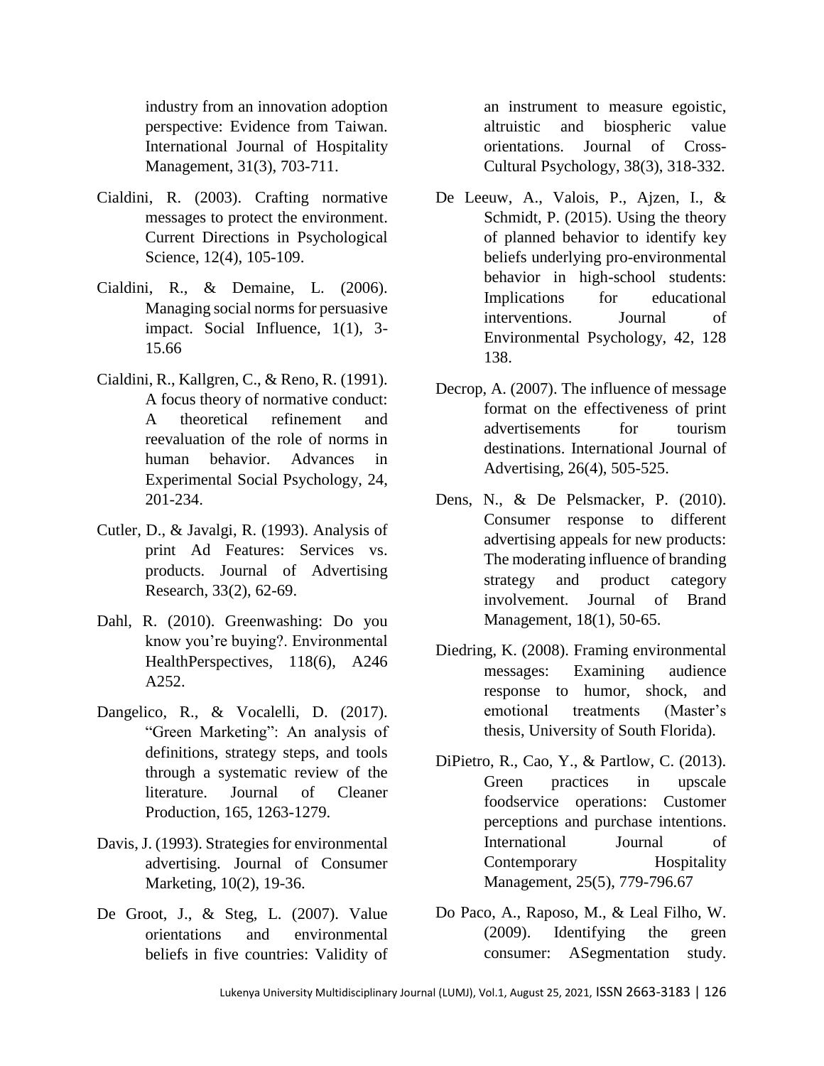industry from an innovation adoption perspective: Evidence from Taiwan. International Journal of Hospitality Management, 31(3), 703-711.

Cialdini, R. (2003). Crafting normative messages to protect the environment. Current Directions in Psychological Science, 12(4), 105-109.

Cialdini, R., & Demaine, L. (2006). Managing social norms for persuasive impact. Social Influence, 1(1), 3-15.66

Cialdini, R., Kallgren, C., & Reno, R. (1991). A focus theory of normative conduct: A theoretical refinement and reevaluation of the role of norms in human behavior. Advances in Experimental Social Psychology, 24, 201-234.

Cutler, D., & Javalgi, R. (1993). Analysis of print Ad Features: Services vs. products. Journal of Advertising Research, 33(2), 62-69.

Dahl, R. (2010). Greenwashing: Do you know you're buying?. Environmental HealthPerspectives, 118(6), A246 A252.

Dangelico, R., & Vocalelli, D. (2017). "Green Marketing": An analysis of definitions, strategy steps, and tools through a systematic review of the literature. Journal of Cleaner Production, 165, 1263-1279.

Davis, J. (1993). Strategies for environmental advertising. Journal of Consumer Marketing, 10(2), 19-36.

De Groot, J., & Steg, L. (2007). Value orientations and environmental beliefs in five countries: Validity of an instrument to measure egoistic, altruistic and biospheric value orientations. Journal of Cross-Cultural Psychology, 38(3), 318-332.

De Leeuw, A., Valois, P., Ajzen, I., & Schmidt, P. (2015). Using the theory of planned behavior to identify key beliefs underlying pro-environmental behavior in high-school students: Implications for educational interventions. Journal of Environmental Psychology, 42, 128 138.

Decrop, A. (2007). The influence of message format on the effectiveness of print advertisements for tourism destinations. International Journal of Advertising, 26(4), 505-525.

Dens, N., & De Pelsmacker, P. (2010). Consumer response to different advertising appeals for new products: The moderating influence of branding strategy and product category involvement. Journal of Brand Management, 18(1), 50-65.

Diedring, K. (2008). Framing environmental messages: Examining audience response to humor, shock, and emotional treatments (Master's thesis, University of South Florida).

DiPietro, R., Cao, Y., & Partlow, C. (2013). Green practices in upscale foodservice operations: Customer perceptions and purchase intentions. International Journal of Contemporary Hospitality Management, 25(5), 779-796.67

Do Paco, A., Raposo, M., & Leal Filho, W. (2009). Identifying the green consumer: ASegmentation study.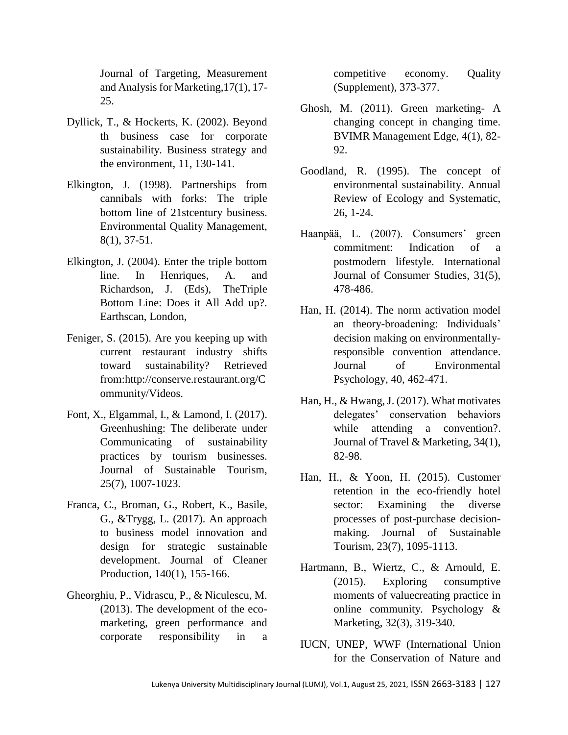Journal of Targeting, Measurement and Analysis for Marketing,17(1), 17-25.

Dyllick, T., & Hockerts, K. (2002). Beyond th business case for corporate sustainability. Business strategy and the environment, 11, 130-141.

Elkington, J. (1998). Partnerships from cannibals with forks: The triple bottom line of 21stcentury business. Environmental Quality Management, 8(1), 37-51.

Elkington, J. (2004). Enter the triple bottom line. In Henriques, A. and Richardson, J. (Eds), TheTriple Bottom Line: Does it All Add up?. Earthscan, London,

Feniger, S. (2015). Are you keeping up with current restaurant industry shifts toward sustainability? Retrieved from:http://conserve.restaurant.org/Community/Videos.

Font, X., Elgammal, I., & Lamond, I. (2017). Greenhushing: The deliberate under Communicating of sustainability practices by tourism businesses. Journal of Sustainable Tourism, 25(7), 1007-1023.

Franca, C., Broman, G., Robert, K., Basile, G., &Trygg, L. (2017). An approach to business model innovation and design for strategic sustainable development. Journal of Cleaner Production, 140(1), 155-166.

Gheorghiu, P., Vidrascu, P., & Niculescu, M. (2013). The development of the eco-marketing, green performance and corporate responsibility in a competitive economy. Quality (Supplement), 373-377.

Ghosh, M. (2011). Green marketing- A changing concept in changing time. BVIMR Management Edge, 4(1), 82-92.

Goodland, R. (1995). The concept of environmental sustainability. Annual Review of Ecology and Systematic, 26, 1-24.

Haanpää, L. (2007). Consumers' green commitment: Indication of a postmodern lifestyle. International Journal of Consumer Studies, 31(5), 478-486.

Han, H. (2014). The norm activation model an theory-broadening: Individuals' decision making on environmentally-responsible convention attendance. Journal of Environmental Psychology, 40, 462-471.

Han, H., & Hwang, J. (2017). What motivates delegates' conservation behaviors while attending a convention?. Journal of Travel & Marketing, 34(1), 82-98.

Han, H., & Yoon, H. (2015). Customer retention in the eco-friendly hotel sector: Examining the diverse processes of post-purchase decision-making. Journal of Sustainable Tourism, 23(7), 1095-1113.

Hartmann, B., Wiertz, C., & Arnould, E. (2015). Exploring consumptive moments of valuecreating practice in online community. Psychology & Marketing, 32(3), 319-340.

IUCN, UNEP, WWF (International Union for the Conservation of Nature and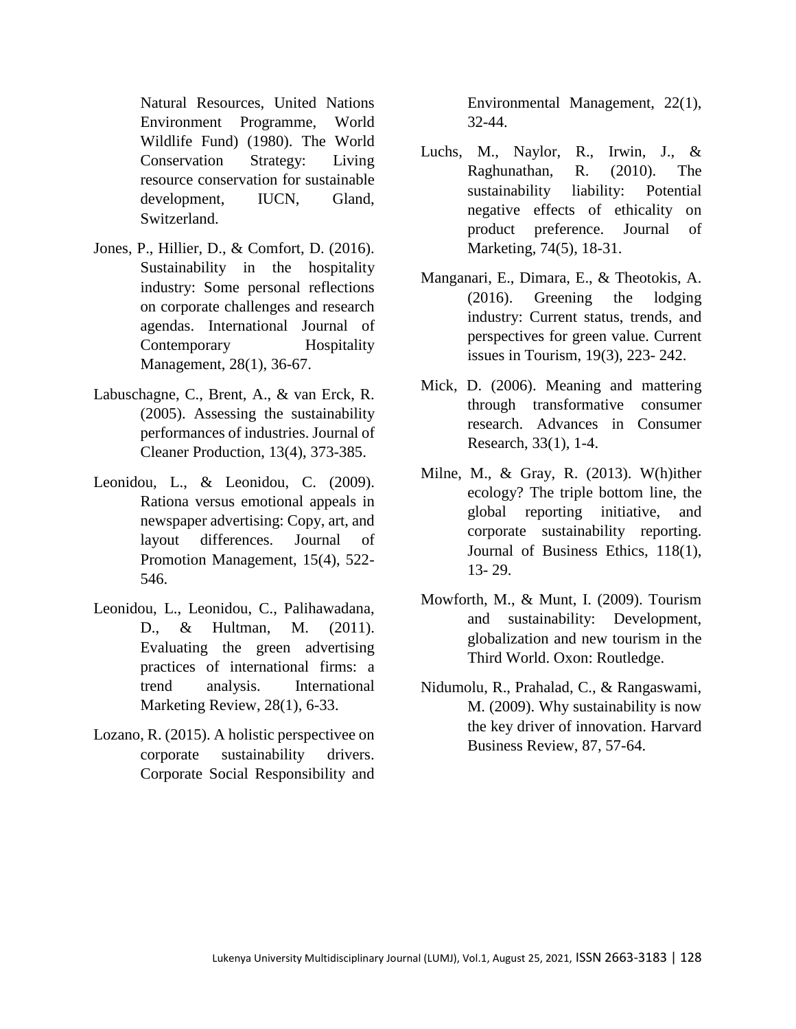Natural Resources, United Nations Environment Programme, World Wildlife Fund) (1980). The World Conservation Strategy: Living resource conservation for sustainable development, IUCN, Gland, Switzerland.

Jones, P., Hillier, D., & Comfort, D. (2016). Sustainability in the hospitality industry: Some personal reflections on corporate challenges and research agendas. International Journal of Contemporary Hospitality Management, 28(1), 36-67.

Labuschagne, C., Brent, A., & van Erck, R. (2005). Assessing the sustainability performances of industries. Journal of Cleaner Production, 13(4), 373-385.

Leonidou, L., & Leonidou, C. (2009). Rationa versus emotional appeals in newspaper advertising: Copy, art, and layout differences. Journal of Promotion Management, 15(4), 522-546.

Leonidou, L., Leonidou, C., Palihawadana, D., & Hultman, M. (2011). Evaluating the green advertising practices of international firms: a trend analysis. International Marketing Review, 28(1), 6-33.

Lozano, R. (2015). A holistic perspectivee on corporate sustainability drivers. Corporate Social Responsibility and Environmental Management, 22(1), 32-44.

Luchs, M., Naylor, R., Irwin, J., & Raghunathan, R. (2010). The sustainability liability: Potential negative effects of ethicality on product preference. Journal of Marketing, 74(5), 18-31.

Manganari, E., Dimara, E., & Theotokis, A. (2016). Greening the lodging industry: Current status, trends, and perspectives for green value. Current issues in Tourism, 19(3), 223- 242.

Mick, D. (2006). Meaning and mattering through transformative consumer research. Advances in Consumer Research, 33(1), 1-4.

Milne, M., & Gray, R. (2013). W(h)ither ecology? The triple bottom line, the global reporting initiative, and corporate sustainability reporting. Journal of Business Ethics, 118(1), 13- 29.

Mowforth, M., & Munt, I. (2009). Tourism and sustainability: Development, globalization and new tourism in the Third World. Oxon: Routledge.

Nidumolu, R., Prahalad, C., & Rangaswami, M. (2009). Why sustainability is now the key driver of innovation. Harvard Business Review, 87, 57-64.